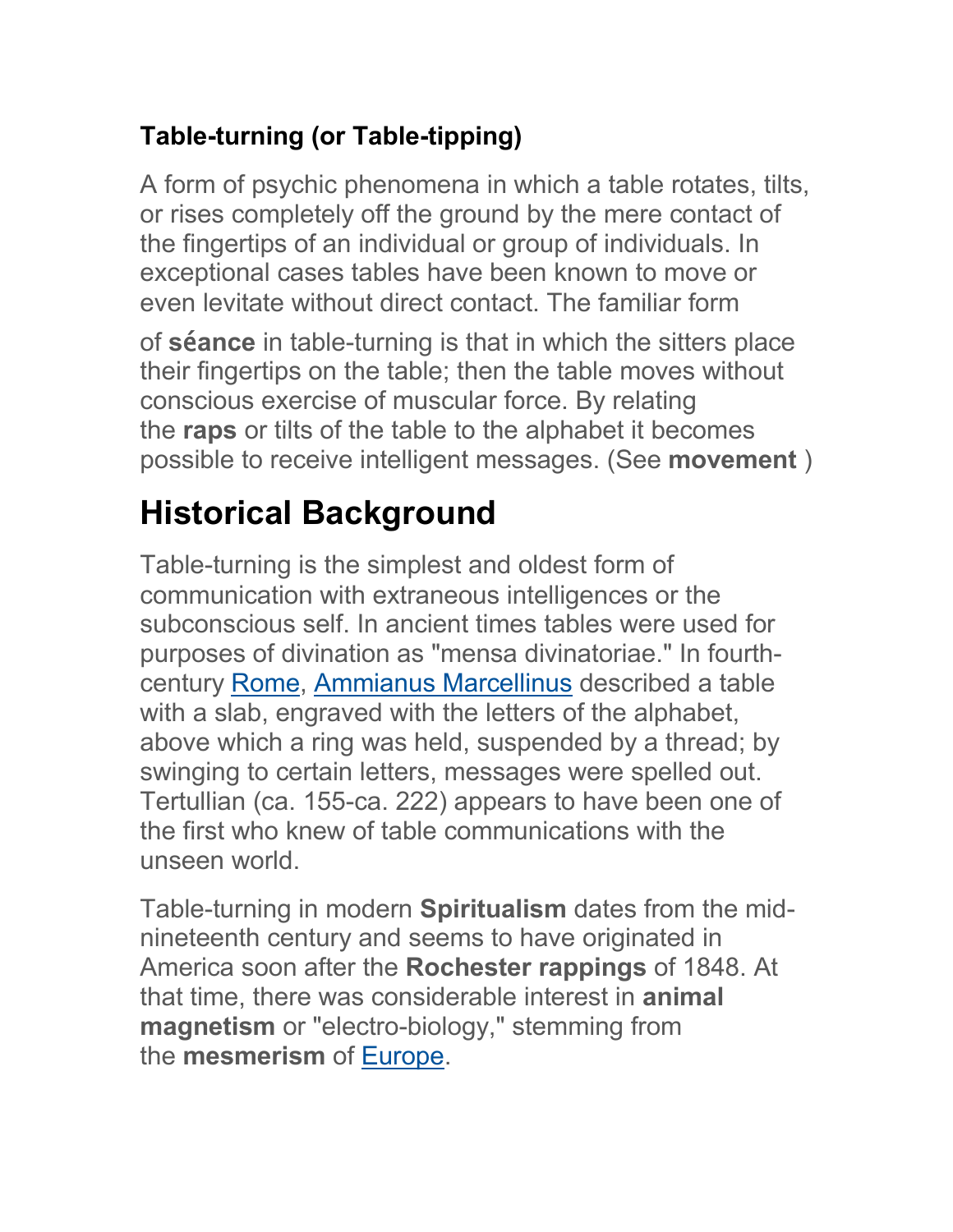### Table-turning (or Table-tipping)

A form of psychic phenomena in which a table rotates, tilts, or rises completely off the ground by the mere contact of the fingertips of an individual or group of individuals. In exceptional cases tables have been known to move or even levitate without direct contact. The familiar form of **séance** in table-turning is that in which the sitters place their fingertips on the table; then the table moves without conscious exercise of muscular force. By relating the **raps** or tilts of the table to the alphabet it becomes possible to receive intelligent messages. (See **movement** )

## Historical Background

Table-turning is the simplest and oldest form of communication with extraneous intelligences or the subconscious self. In ancient times tables were used for purposes of divination as "mensa divinatoriae." In fourth-century Rome, Ammianus Marcellinus described a table with a slab, engraved with the letters of the alphabet, above which a ring was held, suspended by a thread; by swinging to certain letters, messages were spelled out. Tertullian (ca. 155-ca. 222) appears to have been one of the first who knew of table communications with the unseen world.

Table-turning in modern **Spiritualism** dates from the mid-nineteenth century and seems to have originated in America soon after the **Rochester rappings** of 1848. At that time, there was considerable interest in **animal magnetism** or "electro-biology," stemming from the **mesmerism** of Europe.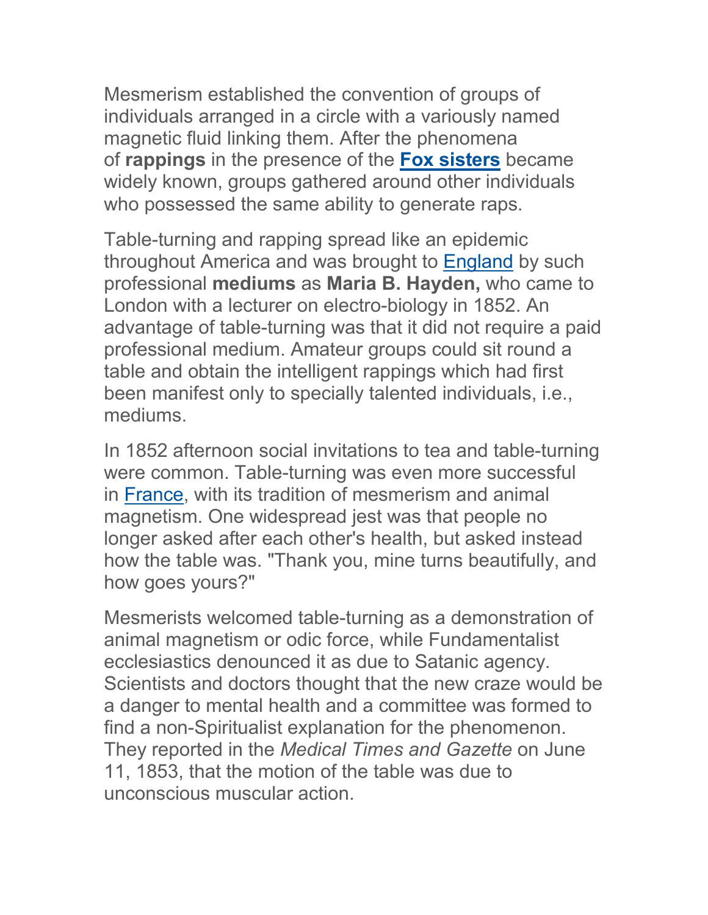Mesmerism established the convention of groups of individuals arranged in a circle with a variously named magnetic fluid linking them. After the phenomena of **rappings** in the presence of the **Fox sisters** became widely known, groups gathered around other individuals who possessed the same ability to generate raps.

Table-turning and rapping spread like an epidemic throughout America and was brought to England by such professional **mediums** as **Maria B. Hayden,** who came to London with a lecturer on electro-biology in 1852. An advantage of table-turning was that it did not require a paid professional medium. Amateur groups could sit round a table and obtain the intelligent rappings which had first been manifest only to specially talented individuals, i.e., mediums.

In 1852 afternoon social invitations to tea and table-turning were common. Table-turning was even more successful in France, with its tradition of mesmerism and animal magnetism. One widespread jest was that people no longer asked after each other's health, but asked instead how the table was. "Thank you, mine turns beautifully, and how goes yours?"

Mesmerists welcomed table-turning as a demonstration of animal magnetism or odic force, while Fundamentalist ecclesiastics denounced it as due to Satanic agency. Scientists and doctors thought that the new craze would be a danger to mental health and a committee was formed to find a non-Spiritualist explanation for the phenomenon. They reported in the *Medical Times and Gazette* on June 11, 1853, that the motion of the table was due to unconscious muscular action.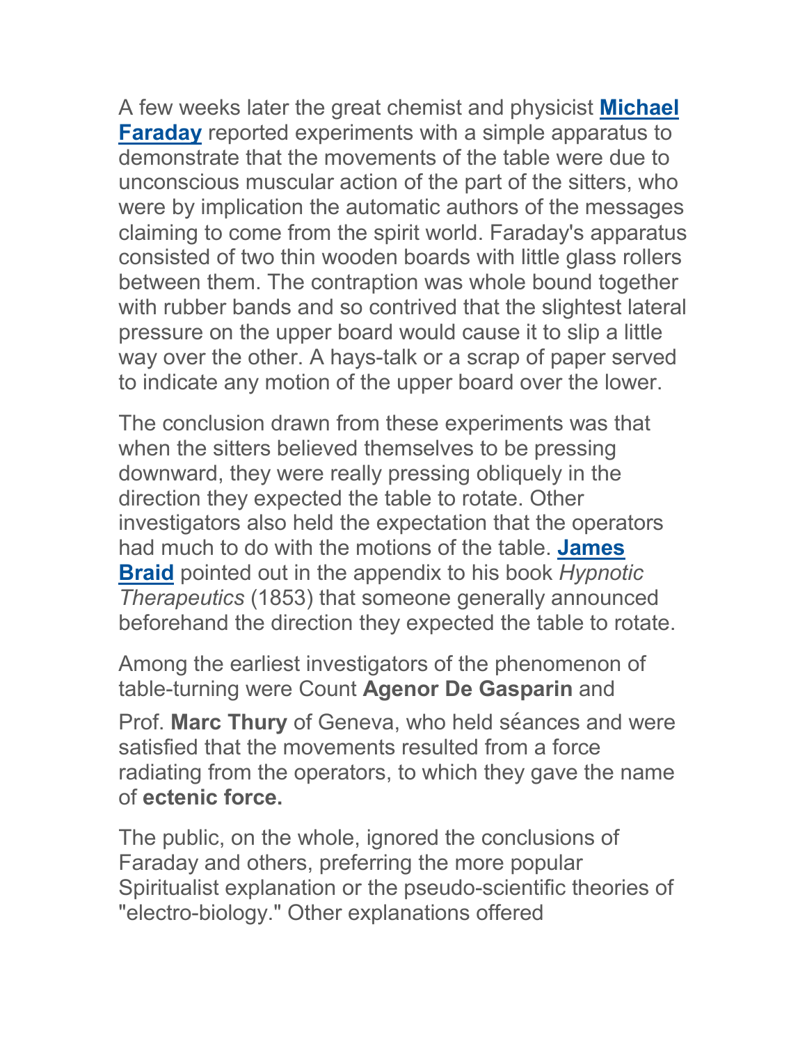A few weeks later the great chemist and physicist **Michael Faraday** reported experiments with a simple apparatus to demonstrate that the movements of the table were due to unconscious muscular action of the part of the sitters, who were by implication the automatic authors of the messages claiming to come from the spirit world. Faraday's apparatus consisted of two thin wooden boards with little glass rollers between them. The contraption was whole bound together with rubber bands and so contrived that the slightest lateral pressure on the upper board would cause it to slip a little way over the other. A hays-talk or a scrap of paper served to indicate any motion of the upper board over the lower.

The conclusion drawn from these experiments was that when the sitters believed themselves to be pressing downward, they were really pressing obliquely in the direction they expected the table to rotate. Other investigators also held the expectation that the operators had much to do with the motions of the table. **James Braid** pointed out in the appendix to his book *Hypnotic Therapeutics* (1853) that someone generally announced beforehand the direction they expected the table to rotate.

Among the earliest investigators of the phenomenon of table-turning were Count **Agenor De Gasparin** and Prof. **Marc Thury** of Geneva, who held séances and were satisfied that the movements resulted from a force radiating from the operators, to which they gave the name of **ectenic force.**

The public, on the whole, ignored the conclusions of Faraday and others, preferring the more popular Spiritualist explanation or the pseudo-scientific theories of "electro-biology." Other explanations offered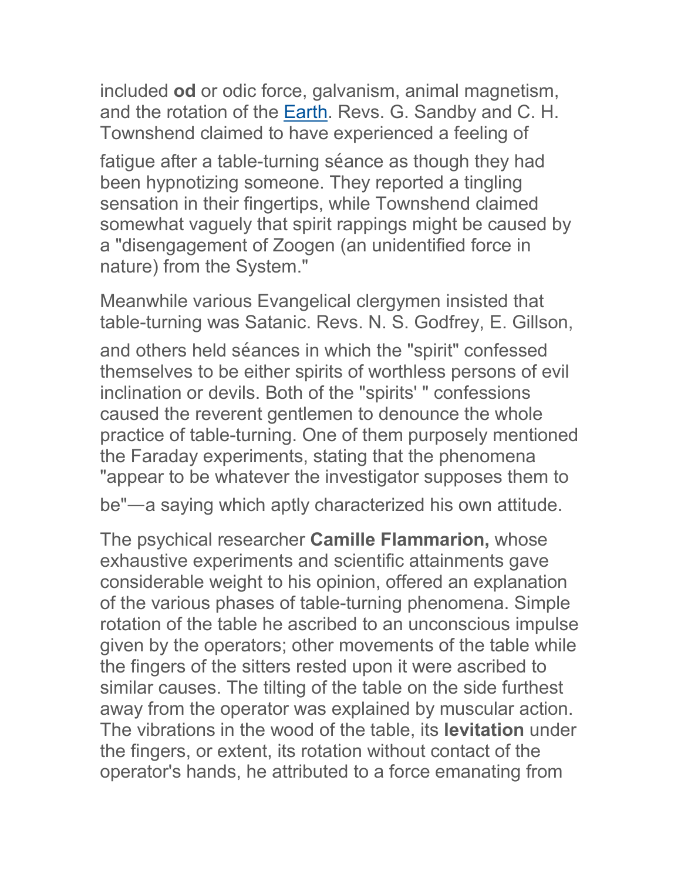included **od** or odic force, galvanism, animal magnetism, and the rotation of the Earth. Revs. G. Sandby and C. H. Townshend claimed to have experienced a feeling of fatigue after a table-turning séance as though they had been hypnotizing someone. They reported a tingling sensation in their fingertips, while Townshend claimed somewhat vaguely that spirit rappings might be caused by a "disengagement of Zoogen (an unidentified force in nature) from the System."

Meanwhile various Evangelical clergymen insisted that table-turning was Satanic. Revs. N. S. Godfrey, E. Gillson, and others held séances in which the "spirit" confessed themselves to be either spirits of worthless persons of evil inclination or devils. Both of the "spirits' " confessions caused the reverent gentlemen to denounce the whole practice of table-turning. One of them purposely mentioned the Faraday experiments, stating that the phenomena "appear to be whatever the investigator supposes them to be"—a saying which aptly characterized his own attitude.

The psychical researcher **Camille Flammarion,** whose exhaustive experiments and scientific attainments gave considerable weight to his opinion, offered an explanation of the various phases of table-turning phenomena. Simple rotation of the table he ascribed to an unconscious impulse given by the operators; other movements of the table while the fingers of the sitters rested upon it were ascribed to similar causes. The tilting of the table on the side furthest away from the operator was explained by muscular action. The vibrations in the wood of the table, its **levitation** under the fingers, or extent, its rotation without contact of the operator's hands, he attributed to a force emanating from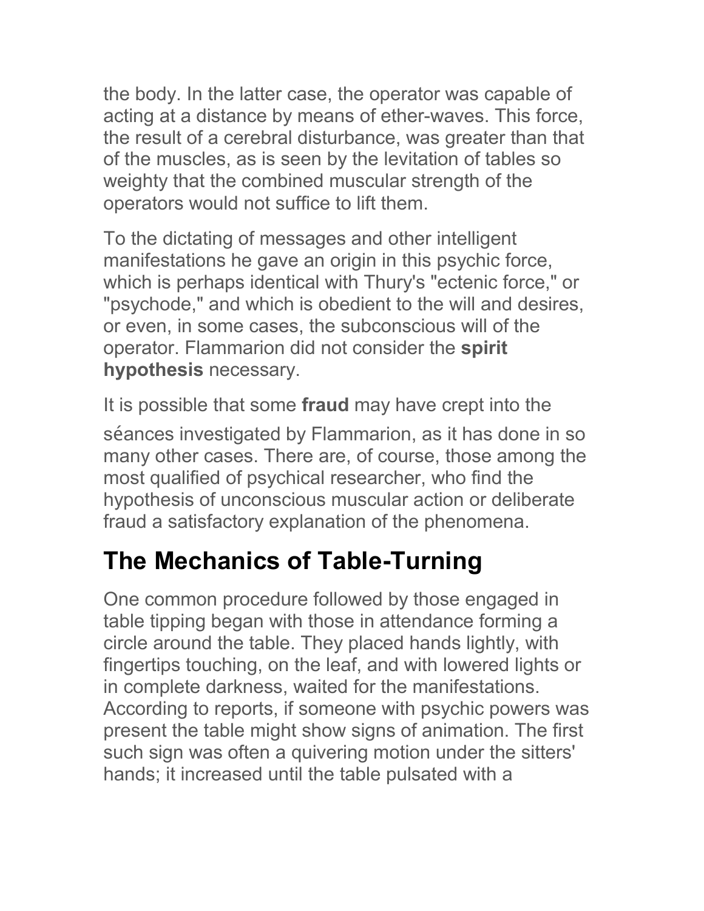the body. In the latter case, the operator was capable of acting at a distance by means of ether-waves. This force, the result of a cerebral disturbance, was greater than that of the muscles, as is seen by the levitation of tables so weighty that the combined muscular strength of the operators would not suffice to lift them.

To the dictating of messages and other intelligent manifestations he gave an origin in this psychic force, which is perhaps identical with Thury's "ectenic force," or "psychode," and which is obedient to the will and desires, or even, in some cases, the subconscious will of the operator. Flammarion did not consider the **spirit hypothesis** necessary.

It is possible that some **fraud** may have crept into the séances investigated by Flammarion, as it has done in so many other cases. There are, of course, those among the most qualified of psychical researcher, who find the hypothesis of unconscious muscular action or deliberate fraud a satisfactory explanation of the phenomena.

## The Mechanics of Table-Turning

One common procedure followed by those engaged in table tipping began with those in attendance forming a circle around the table. They placed hands lightly, with fingertips touching, on the leaf, and with lowered lights or in complete darkness, waited for the manifestations. According to reports, if someone with psychic powers was present the table might show signs of animation. The first such sign was often a quivering motion under the sitters' hands; it increased until the table pulsated with a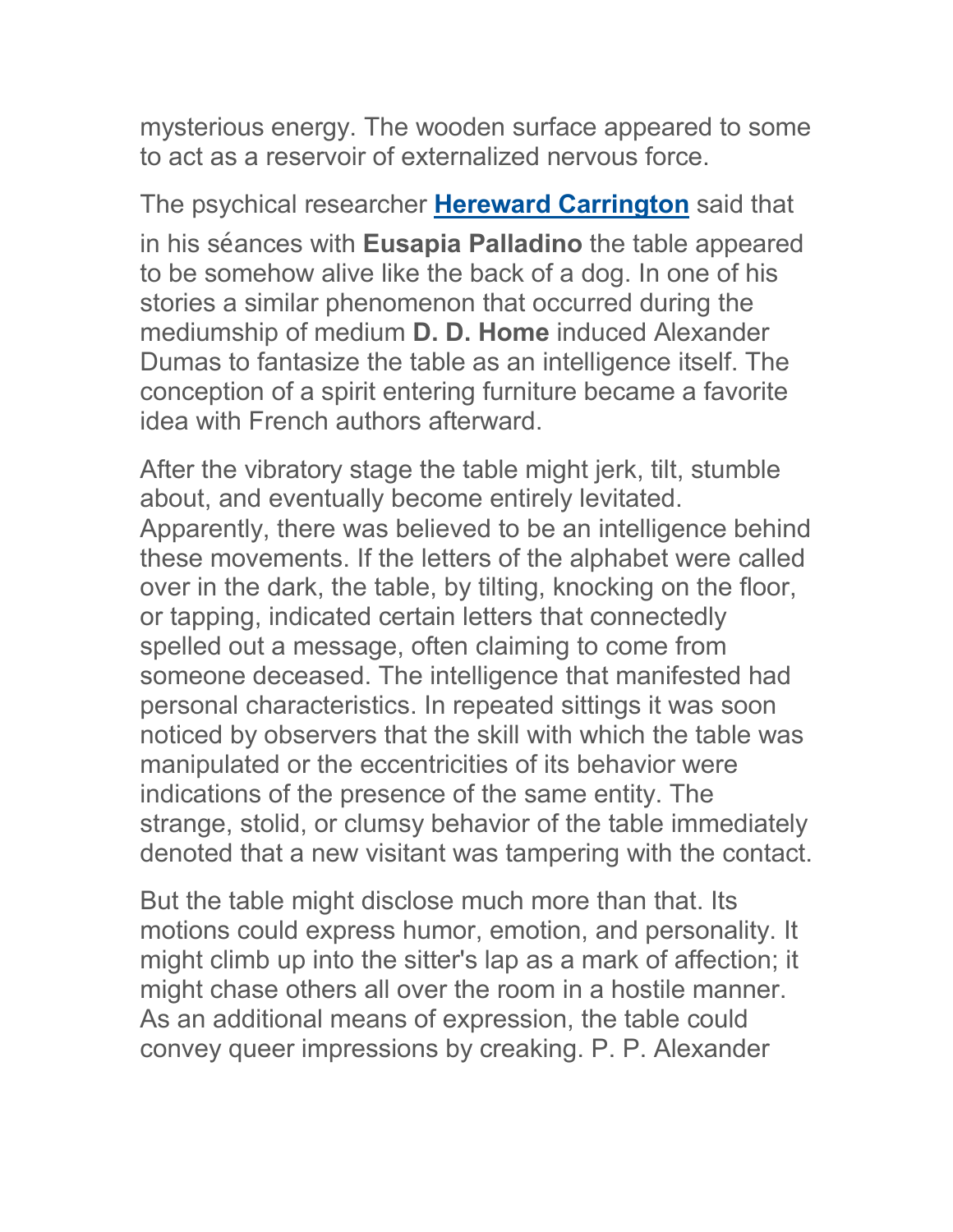mysterious energy. The wooden surface appeared to some to act as a reservoir of externalized nervous force.

The psychical researcher **Hereward Carrington** said that in his séances with **Eusapia Palladino** the table appeared to be somehow alive like the back of a dog. In one of his stories a similar phenomenon that occurred during the mediumship of medium **D. D. Home** induced Alexander Dumas to fantasize the table as an intelligence itself. The conception of a spirit entering furniture became a favorite idea with French authors afterward.

After the vibratory stage the table might jerk, tilt, stumble about, and eventually become entirely levitated. Apparently, there was believed to be an intelligence behind these movements. If the letters of the alphabet were called over in the dark, the table, by tilting, knocking on the floor, or tapping, indicated certain letters that connectedly spelled out a message, often claiming to come from someone deceased. The intelligence that manifested had personal characteristics. In repeated sittings it was soon noticed by observers that the skill with which the table was manipulated or the eccentricities of its behavior were indications of the presence of the same entity. The strange, stolid, or clumsy behavior of the table immediately denoted that a new visitant was tampering with the contact.

But the table might disclose much more than that. Its motions could express humor, emotion, and personality. It might climb up into the sitter's lap as a mark of affection; it might chase others all over the room in a hostile manner. As an additional means of expression, the table could convey queer impressions by creaking. P. P. Alexander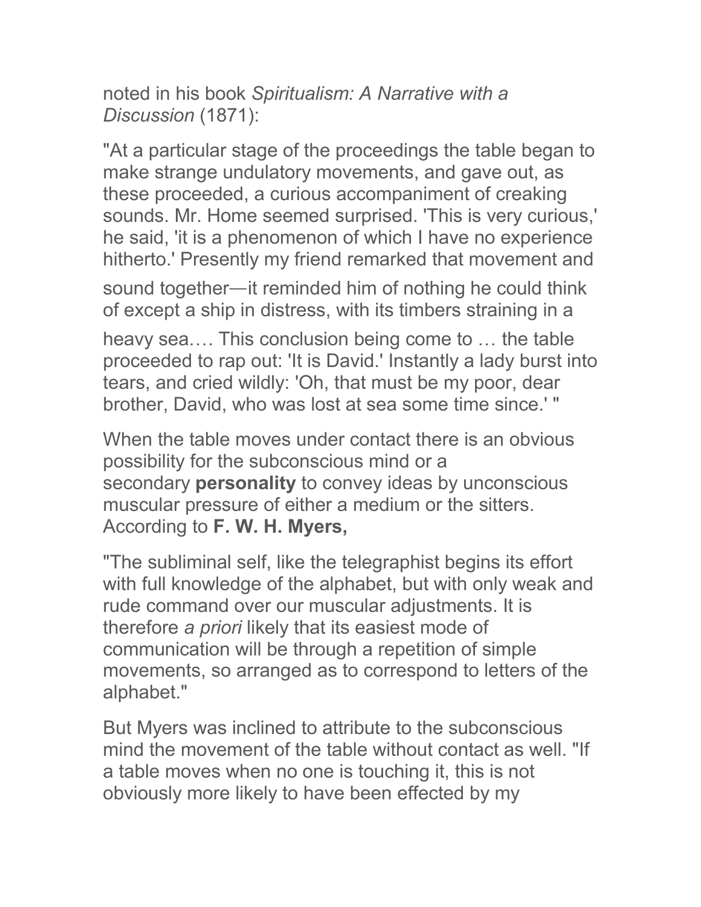noted in his book *Spiritualism: A Narrative with a Discussion* (1871):

"At a particular stage of the proceedings the table began to make strange undulatory movements, and gave out, as these proceeded, a curious accompaniment of creaking sounds. Mr. Home seemed surprised. 'This is very curious,' he said, 'it is a phenomenon of which I have no experience hitherto.' Presently my friend remarked that movement and sound together—it reminded him of nothing he could think of except a ship in distress, with its timbers straining in a heavy sea.… This conclusion being come to … the table proceeded to rap out: 'It is David.' Instantly a lady burst into tears, and cried wildly: 'Oh, that must be my poor, dear brother, David, who was lost at sea some time since.' "

When the table moves under contact there is an obvious possibility for the subconscious mind or a secondary **personality** to convey ideas by unconscious muscular pressure of either a medium or the sitters. According to **F. W. H. Myers,**

"The subliminal self, like the telegraphist begins its effort with full knowledge of the alphabet, but with only weak and rude command over our muscular adjustments. It is therefore *a priori* likely that its easiest mode of communication will be through a repetition of simple movements, so arranged as to correspond to letters of the alphabet."

But Myers was inclined to attribute to the subconscious mind the movement of the table without contact as well. "If a table moves when no one is touching it, this is not obviously more likely to have been effected by my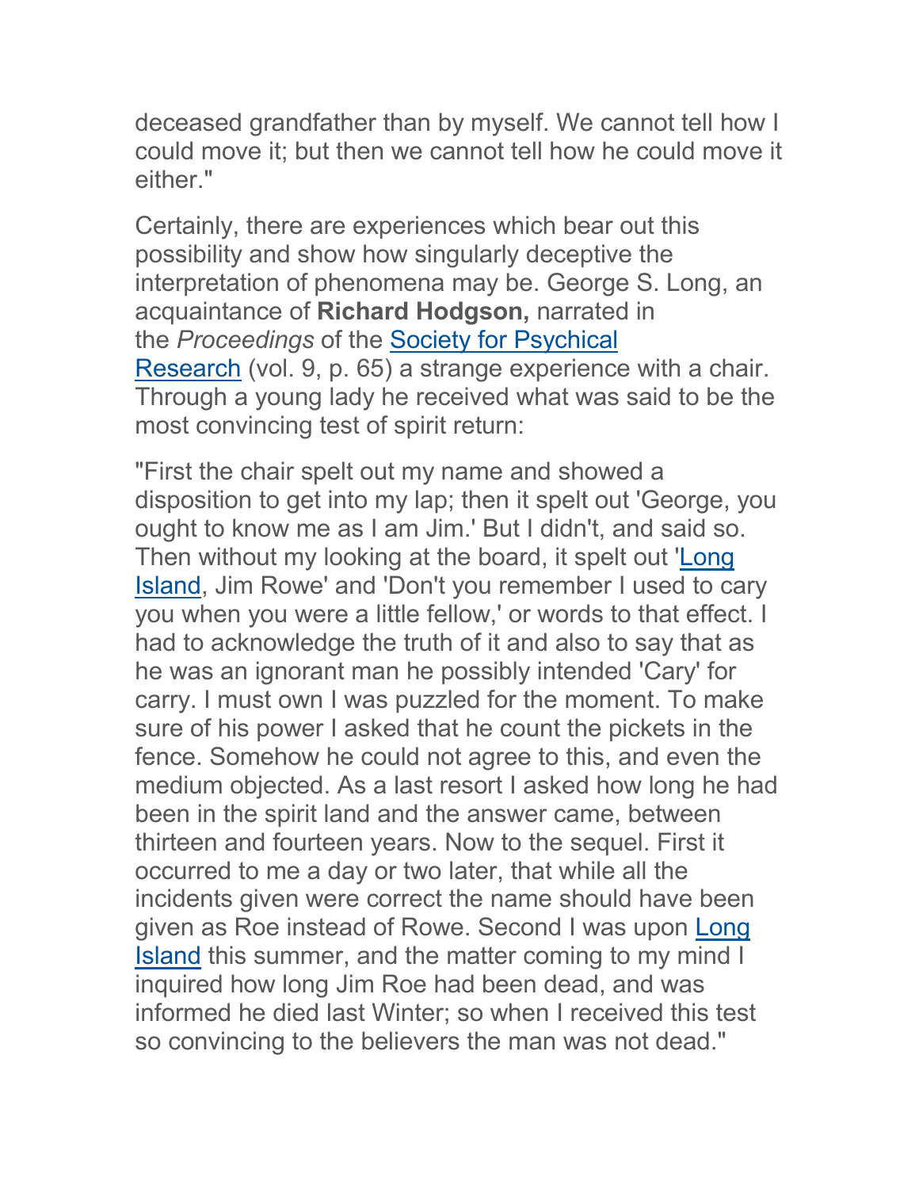deceased grandfather than by myself. We cannot tell how I could move it; but then we cannot tell how he could move it either."

Certainly, there are experiences which bear out this possibility and show how singularly deceptive the interpretation of phenomena may be. George S. Long, an acquaintance of **Richard Hodgson,** narrated in the *Proceedings* of the Society for Psychical Research (vol. 9, p. 65) a strange experience with a chair. Through a young lady he received what was said to be the most convincing test of spirit return:

"First the chair spelt out my name and showed a disposition to get into my lap; then it spelt out 'George, you ought to know me as I am Jim.' But I didn't, and said so. Then without my looking at the board, it spelt out 'Long Island, Jim Rowe' and 'Don't you remember I used to cary you when you were a little fellow,' or words to that effect. I had to acknowledge the truth of it and also to say that as he was an ignorant man he possibly intended 'Cary' for carry. I must own I was puzzled for the moment. To make sure of his power I asked that he count the pickets in the fence. Somehow he could not agree to this, and even the medium objected. As a last resort I asked how long he had been in the spirit land and the answer came, between thirteen and fourteen years. Now to the sequel. First it occurred to me a day or two later, that while all the incidents given were correct the name should have been given as Roe instead of Rowe. Second I was upon Long Island this summer, and the matter coming to my mind I inquired how long Jim Roe had been dead, and was informed he died last Winter; so when I received this test so convincing to the believers the man was not dead."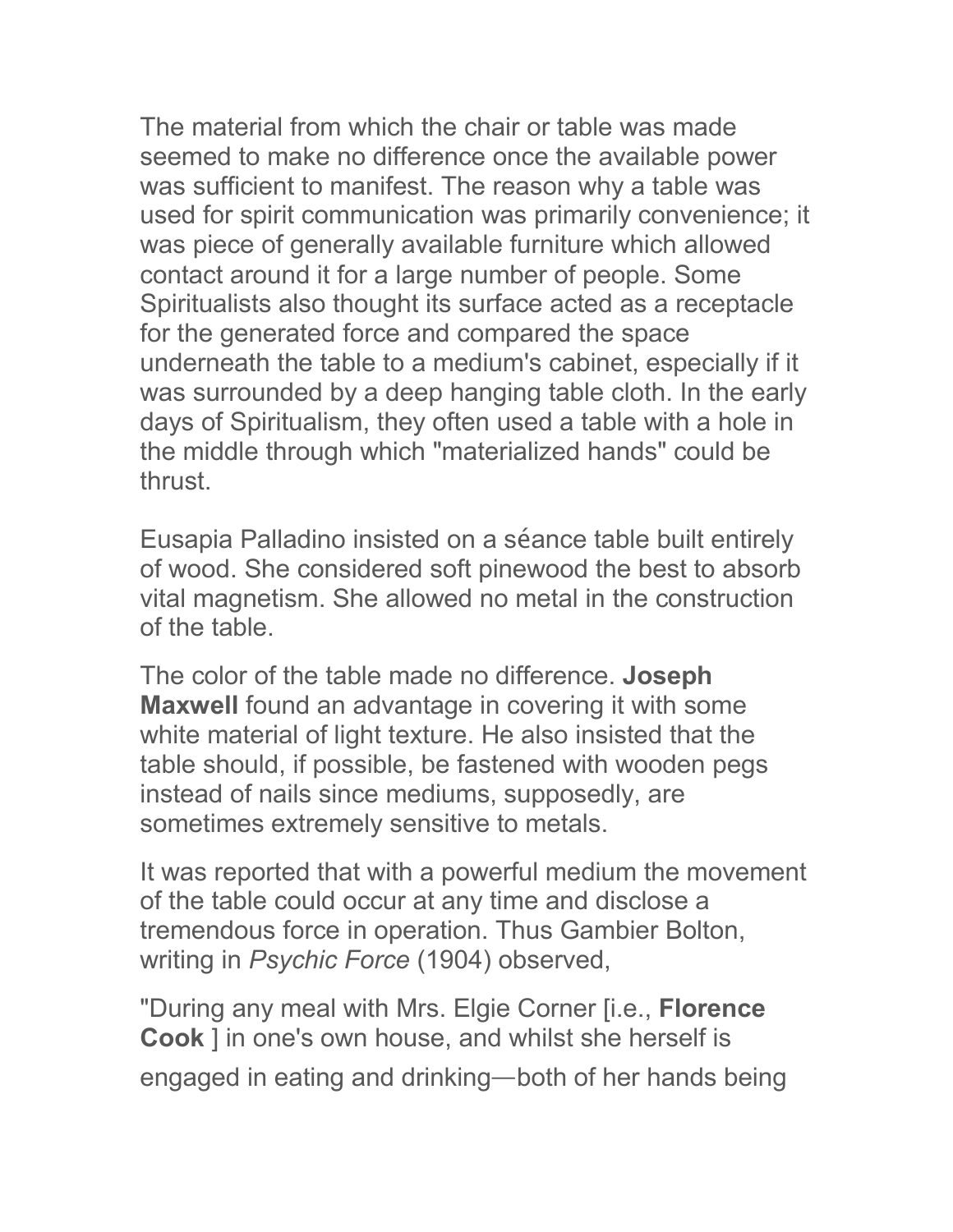The material from which the chair or table was made seemed to make no difference once the available power was sufficient to manifest. The reason why a table was used for spirit communication was primarily convenience; it was piece of generally available furniture which allowed contact around it for a large number of people. Some Spiritualists also thought its surface acted as a receptacle for the generated force and compared the space underneath the table to a medium's cabinet, especially if it was surrounded by a deep hanging table cloth. In the early days of Spiritualism, they often used a table with a hole in the middle through which "materialized hands" could be thrust.

Eusapia Palladino insisted on a séance table built entirely of wood. She considered soft pinewood the best to absorb vital magnetism. She allowed no metal in the construction of the table.

The color of the table made no difference. **Joseph Maxwell** found an advantage in covering it with some white material of light texture. He also insisted that the table should, if possible, be fastened with wooden pegs instead of nails since mediums, supposedly, are sometimes extremely sensitive to metals.

It was reported that with a powerful medium the movement of the table could occur at any time and disclose a tremendous force in operation. Thus Gambier Bolton, writing in *Psychic Force* (1904) observed,

"During any meal with Mrs. Elgie Corner [i.e., **Florence Cook** ] in one's own house, and whilst she herself is engaged in eating and drinking—both of her hands being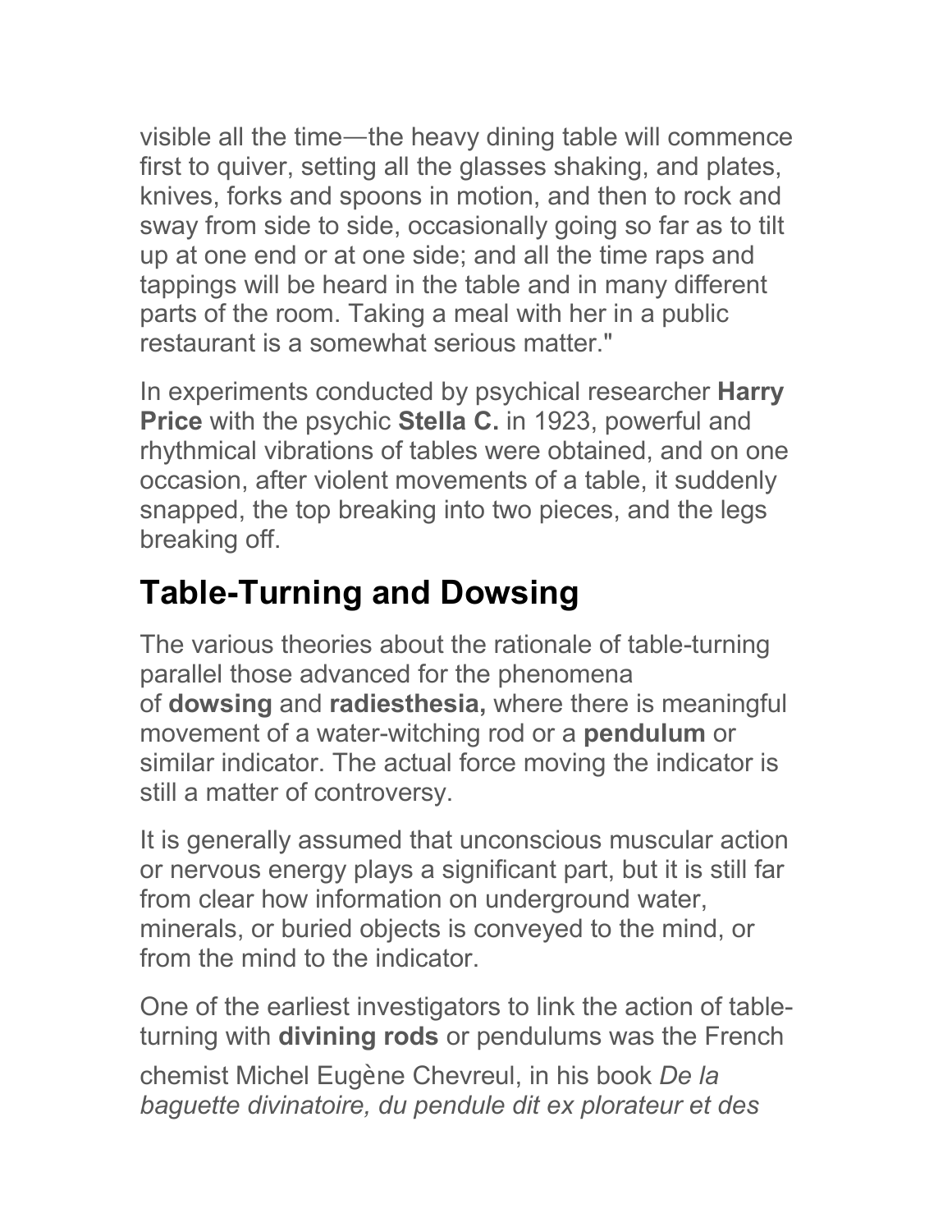visible all the time—the heavy dining table will commence first to quiver, setting all the glasses shaking, and plates, knives, forks and spoons in motion, and then to rock and sway from side to side, occasionally going so far as to tilt up at one end or at one side; and all the time raps and tappings will be heard in the table and in many different parts of the room. Taking a meal with her in a public restaurant is a somewhat serious matter."

In experiments conducted by psychical researcher **Harry Price** with the psychic **Stella C.** in 1923, powerful and rhythmical vibrations of tables were obtained, and on one occasion, after violent movements of a table, it suddenly snapped, the top breaking into two pieces, and the legs breaking off.

## Table-Turning and Dowsing

The various theories about the rationale of table-turning parallel those advanced for the phenomena of **dowsing** and **radiesthesia,** where there is meaningful movement of a water-witching rod or a **pendulum** or similar indicator. The actual force moving the indicator is still a matter of controversy.

It is generally assumed that unconscious muscular action or nervous energy plays a significant part, but it is still far from clear how information on underground water, minerals, or buried objects is conveyed to the mind, or from the mind to the indicator.

One of the earliest investigators to link the action of table-turning with **divining rods** or pendulums was the French chemist Michel Eugène Chevreul, in his book *De la baguette divinatoire, du pendule dit ex plorateur et des*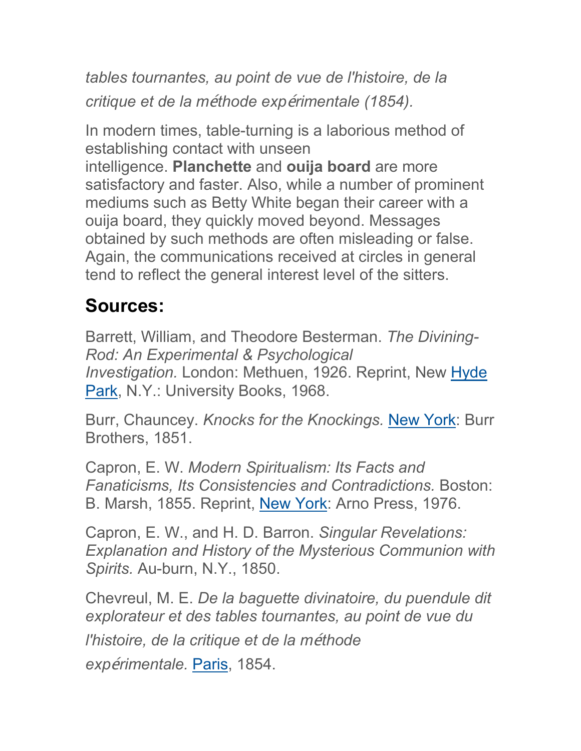*tables tournantes, au point de vue de l'histoire, de la critique et de la méthode expérimentale (1854).*

In modern times, table-turning is a laborious method of establishing contact with unseen intelligence. **Planchette** and **ouija board** are more satisfactory and faster. Also, while a number of prominent mediums such as Betty White began their career with a ouija board, they quickly moved beyond. Messages obtained by such methods are often misleading or false. Again, the communications received at circles in general tend to reflect the general interest level of the sitters.

## Sources:

Barrett, William, and Theodore Besterman. *The Divining-Rod: An Experimental & Psychological Investigation.* London: Methuen, 1926. Reprint, New Hyde Park, N.Y.: University Books, 1968.

Burr, Chauncey. *Knocks for the Knockings.* New York: Burr Brothers, 1851.

Capron, E. W. *Modern Spiritualism: Its Facts and Fanaticisms, Its Consistencies and Contradictions.* Boston: B. Marsh, 1855. Reprint, New York: Arno Press, 1976.

Capron, E. W., and H. D. Barron. *Singular Revelations: Explanation and History of the Mysterious Communion with Spirits.* Au-burn, N.Y., 1850.

Chevreul, M. E. *De la baguette divinatoire, du puendule dit explorateur et des tables tournantes, au point de vue du l'histoire, de la critique et de la méthode expérimentale.* Paris, 1854.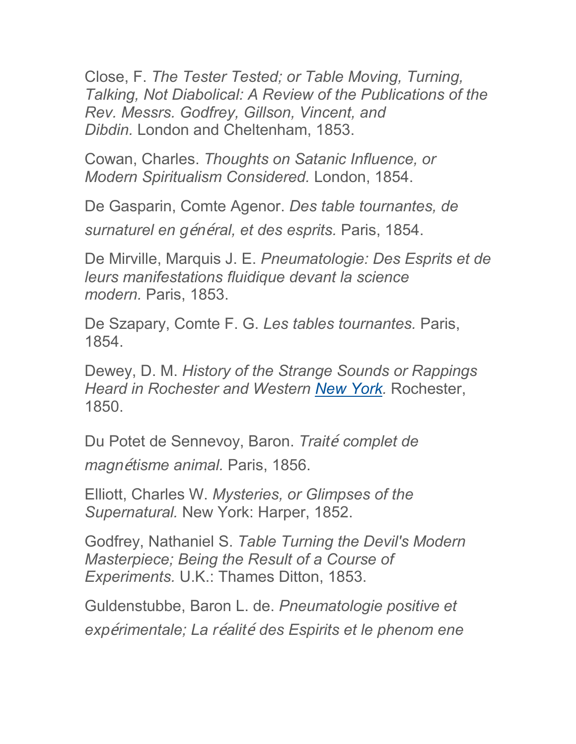Close, F. *The Tester Tested; or Table Moving, Turning, Talking, Not Diabolical: A Review of the Publications of the Rev. Messrs. Godfrey, Gillson, Vincent, and Dibdin.* London and Cheltenham, 1853.

Cowan, Charles. *Thoughts on Satanic Influence, or Modern Spiritualism Considered.* London, 1854.

De Gasparin, Comte Agenor. *Des table tournantes, de surnaturel en général, et des esprits.* Paris, 1854.

De Mirville, Marquis J. E. *Pneumatologie: Des Esprits et de leurs manifestations fluidique devant la science modern.* Paris, 1853.

De Szapary, Comte F. G. *Les tables tournantes.* Paris, 1854.

Dewey, D. M. *History of the Strange Sounds or Rappings Heard in Rochester and Western New York.* Rochester, 1850.

Du Potet de Sennevoy, Baron. *Traité complet de magnétisme animal.* Paris, 1856.

Elliott, Charles W. *Mysteries, or Glimpses of the Supernatural.* New York: Harper, 1852.

Godfrey, Nathaniel S. *Table Turning the Devil's Modern Masterpiece; Being the Result of a Course of Experiments.* U.K.: Thames Ditton, 1853.

Guldenstubbe, Baron L. de. *Pneumatologie positive et expérimentale; La réalité des Espirits et le phenom ene*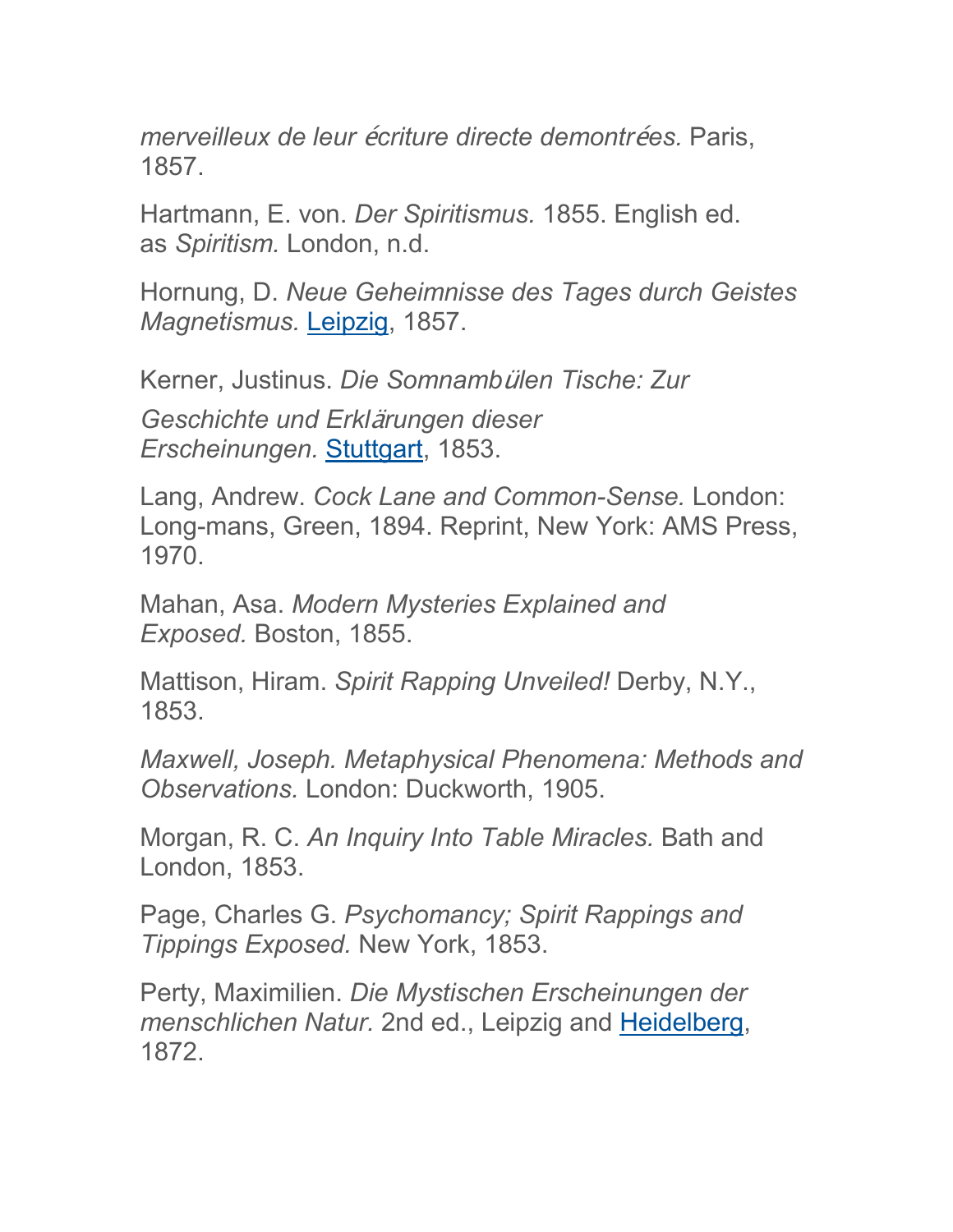*merveilleux de leur écriture directe demontrées.* Paris, 1857.

Hartmann, E. von. *Der Spiritismus.* 1855. English ed. as *Spiritism.* London, n.d.

Hornung, D. *Neue Geheimnisse des Tages durch Geistes Magnetismus.* Leipzig, 1857.

Kerner, Justinus. *Die Somnambülen Tische: Zur Geschichte und Erklärungen dieser Erscheinungen.* Stuttgart, 1853.

Lang, Andrew. *Cock Lane and Common-Sense.* London: Long-mans, Green, 1894. Reprint, New York: AMS Press, 1970.

Mahan, Asa. *Modern Mysteries Explained and Exposed.* Boston, 1855.

Mattison, Hiram. *Spirit Rapping Unveiled!* Derby, N.Y., 1853.

*Maxwell, Joseph. Metaphysical Phenomena: Methods and Observations.* London: Duckworth, 1905.

Morgan, R. C. *An Inquiry Into Table Miracles.* Bath and London, 1853.

Page, Charles G. *Psychomancy; Spirit Rappings and Tippings Exposed.* New York, 1853.

Perty, Maximilien. *Die Mystischen Erscheinungen der menschlichen Natur.* 2nd ed., Leipzig and Heidelberg, 1872.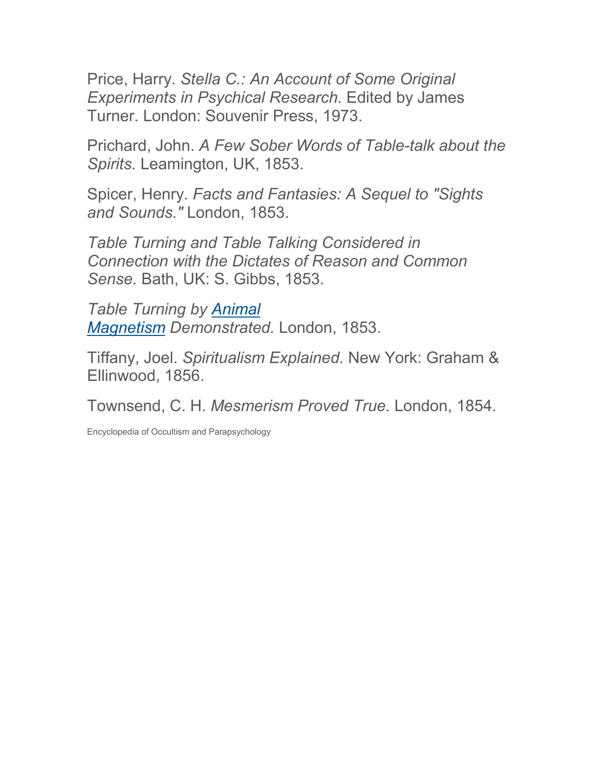Price, Harry. *Stella C.: An Account of Some Original Experiments in Psychical Research.* Edited by James Turner. London: Souvenir Press, 1973.

Prichard, John. *A Few Sober Words of Table-talk about the Spirits.* Leamington, UK, 1853.

Spicer, Henry. *Facts and Fantasies: A Sequel to "Sights and Sounds."* London, 1853.

*Table Turning and Table Talking Considered in Connection with the Dictates of Reason and Common Sense.* Bath, UK: S. Gibbs, 1853.

*Table Turning by Animal Magnetism Demonstrated.* London, 1853.

Tiffany, Joel. *Spiritualism Explained.* New York: Graham & Ellinwood, 1856.

Townsend, C. H. *Mesmerism Proved True.* London, 1854.

Encyclopedia of Occultism and Parapsychology